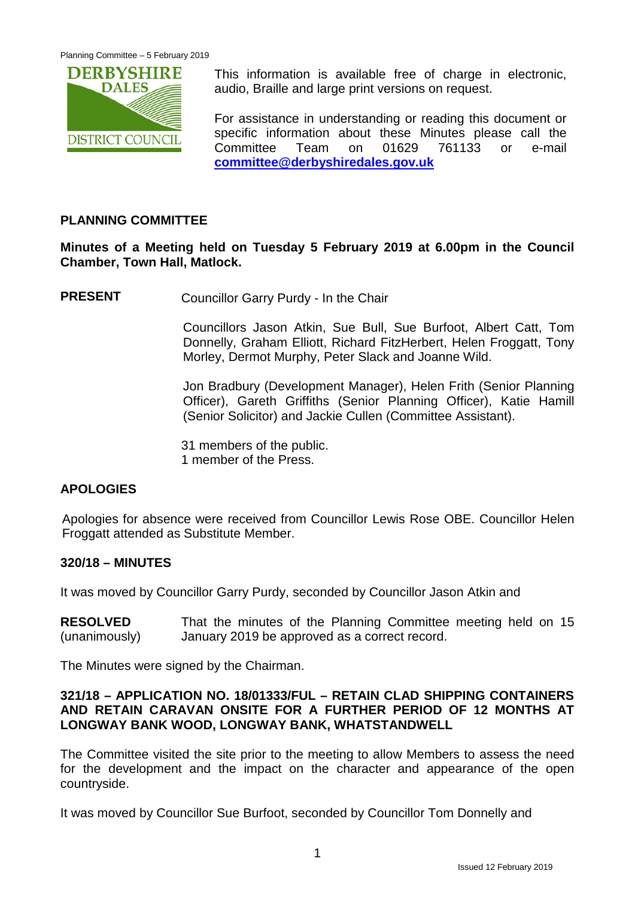This information is available free of charge in electronic, audio, Braille and large print versions on request.

For assistance in understanding or reading this document or specific information about these Minutes please call the Committee Team on 01629 761133 or e-mail **committee@derbyshiredales.gov.uk**

## PLANNING COMMITTEE

**Minutes of a Meeting held on Tuesday 5 February 2019 at 6.00pm in the Council Chamber, Town Hall, Matlock.**

**PRESENT** Councillor Garry Purdy - In the Chair

Councillors Jason Atkin, Sue Bull, Sue Burfoot, Albert Catt, Tom Donnelly, Graham Elliott, Richard FitzHerbert, Helen Froggatt, Tony Morley, Dermot Murphy, Peter Slack and Joanne Wild.

Jon Bradbury (Development Manager), Helen Frith (Senior Planning Officer), Gareth Griffiths (Senior Planning Officer), Katie Hamill (Senior Solicitor) and Jackie Cullen (Committee Assistant).

31 members of the public.
1 member of the Press.

## APOLOGIES

Apologies for absence were received from Councillor Lewis Rose OBE. Councillor Helen Froggatt attended as Substitute Member.

## 320/18 – MINUTES

It was moved by Councillor Garry Purdy, seconded by Councillor Jason Atkin and

**RESOLVED** (unanimously) That the minutes of the Planning Committee meeting held on 15 January 2019 be approved as a correct record.

The Minutes were signed by the Chairman.

## 321/18 – APPLICATION NO. 18/01333/FUL – RETAIN CLAD SHIPPING CONTAINERS AND RETAIN CARAVAN ONSITE FOR A FURTHER PERIOD OF 12 MONTHS AT LONGWAY BANK WOOD, LONGWAY BANK, WHATSTANDWELL

The Committee visited the site prior to the meeting to allow Members to assess the need for the development and the impact on the character and appearance of the open countryside.

It was moved by Councillor Sue Burfoot, seconded by Councillor Tom Donnelly and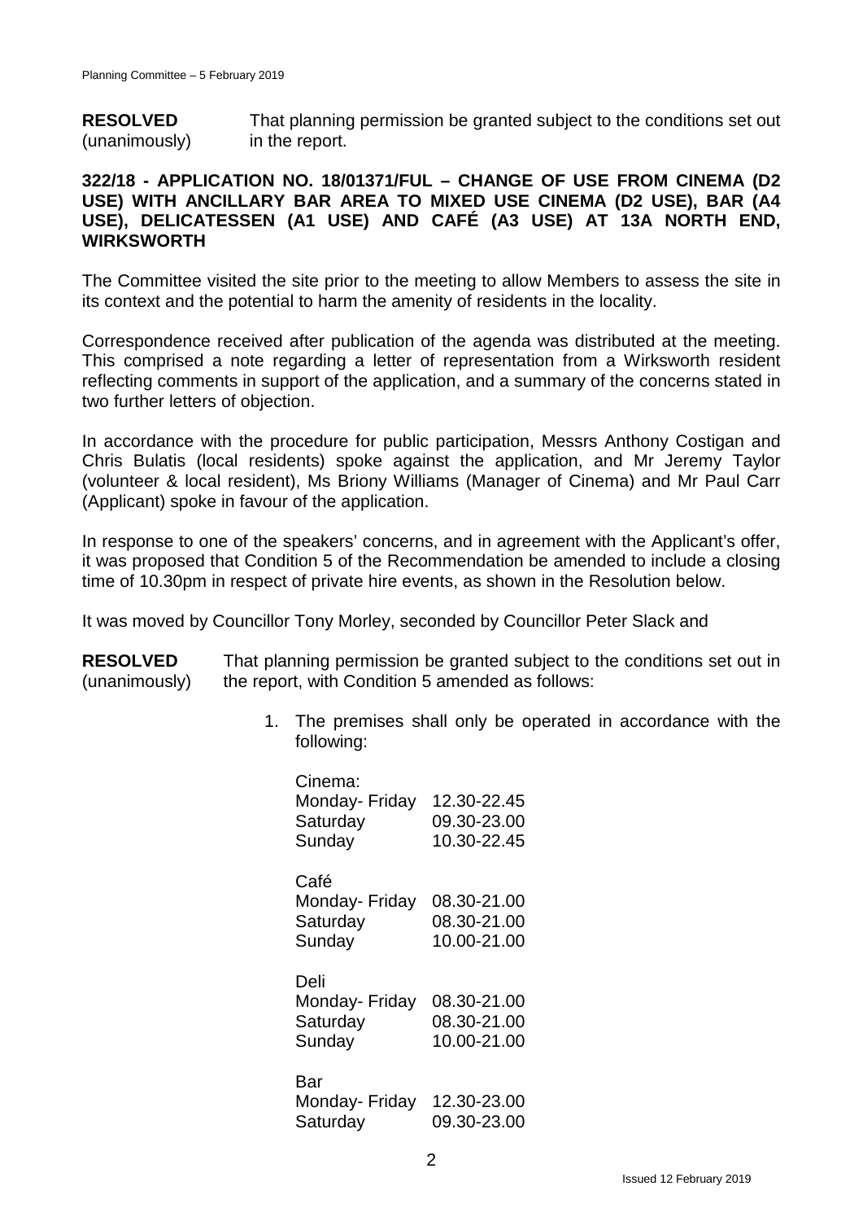**RESOLVED** (unanimously) That planning permission be granted subject to the conditions set out in the report.

### 322/18 - APPLICATION NO. 18/01371/FUL – CHANGE OF USE FROM CINEMA (D2 USE) WITH ANCILLARY BAR AREA TO MIXED USE CINEMA (D2 USE), BAR (A4 USE), DELICATESSEN (A1 USE) AND CAFÉ (A3 USE) AT 13A NORTH END, WIRKSWORTH

The Committee visited the site prior to the meeting to allow Members to assess the site in its context and the potential to harm the amenity of residents in the locality.

Correspondence received after publication of the agenda was distributed at the meeting. This comprised a note regarding a letter of representation from a Wirksworth resident reflecting comments in support of the application, and a summary of the concerns stated in two further letters of objection.

In accordance with the procedure for public participation, Messrs Anthony Costigan and Chris Bulatis (local residents) spoke against the application, and Mr Jeremy Taylor (volunteer & local resident), Ms Briony Williams (Manager of Cinema) and Mr Paul Carr (Applicant) spoke in favour of the application.

In response to one of the speakers' concerns, and in agreement with the Applicant's offer, it was proposed that Condition 5 of the Recommendation be amended to include a closing time of 10.30pm in respect of private hire events, as shown in the Resolution below.

It was moved by Councillor Tony Morley, seconded by Councillor Peter Slack and

**RESOLVED** (unanimously) That planning permission be granted subject to the conditions set out in the report, with Condition 5 amended as follows:

1. The premises shall only be operated in accordance with the following:

   Cinema:

   | | |
   |---|---|
   | Monday- Friday | 12.30-22.45 |
   | Saturday | 09.30-23.00 |
   | Sunday | 10.30-22.45 |

   Café

   | | |
   |---|---|
   | Monday- Friday | 08.30-21.00 |
   | Saturday | 08.30-21.00 |
   | Sunday | 10.00-21.00 |

   Deli

   | | |
   |---|---|
   | Monday- Friday | 08.30-21.00 |
   | Saturday | 08.30-21.00 |
   | Sunday | 10.00-21.00 |

   Bar

   | | |
   |---|---|
   | Monday- Friday | 12.30-23.00 |
   | Saturday | 09.30-23.00 |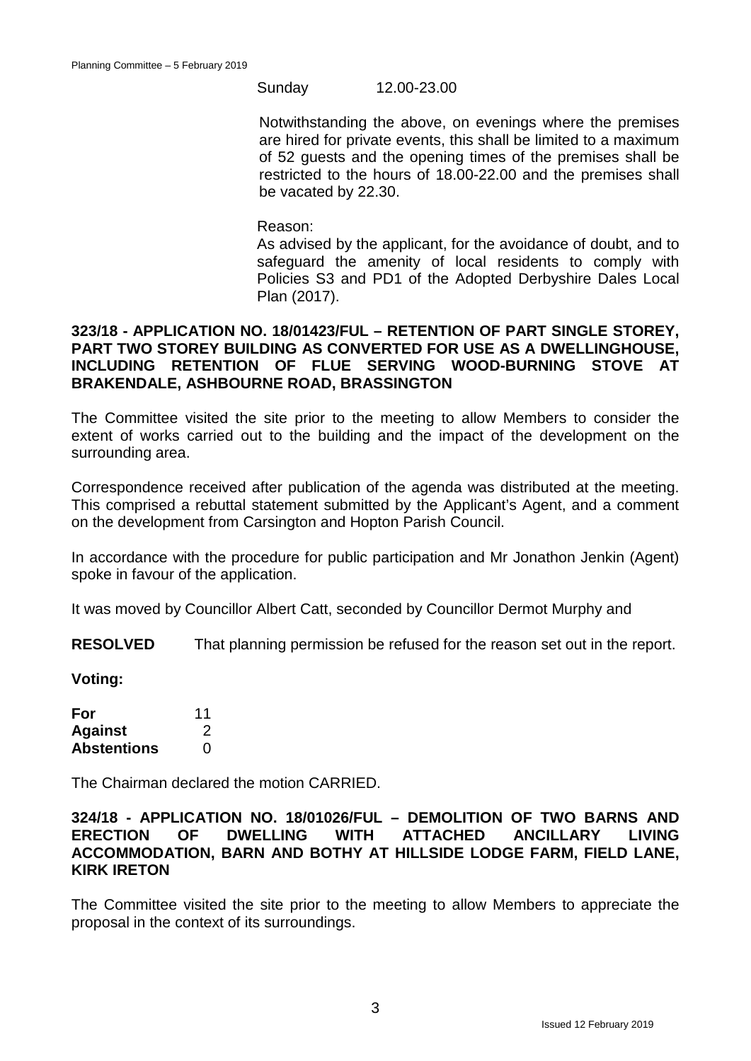Sunday 12.00-23.00

Notwithstanding the above, on evenings where the premises are hired for private events, this shall be limited to a maximum of 52 guests and the opening times of the premises shall be restricted to the hours of 18.00-22.00 and the premises shall be vacated by 22.30.

Reason:
As advised by the applicant, for the avoidance of doubt, and to safeguard the amenity of local residents to comply with Policies S3 and PD1 of the Adopted Derbyshire Dales Local Plan (2017).

**323/18 - APPLICATION NO. 18/01423/FUL – RETENTION OF PART SINGLE STOREY, PART TWO STOREY BUILDING AS CONVERTED FOR USE AS A DWELLINGHOUSE, INCLUDING RETENTION OF FLUE SERVING WOOD-BURNING STOVE AT BRAKENDALE, ASHBOURNE ROAD, BRASSINGTON**

The Committee visited the site prior to the meeting to allow Members to consider the extent of works carried out to the building and the impact of the development on the surrounding area.

Correspondence received after publication of the agenda was distributed at the meeting. This comprised a rebuttal statement submitted by the Applicant's Agent, and a comment on the development from Carsington and Hopton Parish Council.

In accordance with the procedure for public participation and Mr Jonathon Jenkin (Agent) spoke in favour of the application.

It was moved by Councillor Albert Catt, seconded by Councillor Dermot Murphy and

**RESOLVED** That planning permission be refused for the reason set out in the report.

**Voting:**

| | |
|---|---|
| **For** | 11 |
| **Against** | 2 |
| **Abstentions** | 0 |

The Chairman declared the motion CARRIED.

**324/18 - APPLICATION NO. 18/01026/FUL – DEMOLITION OF TWO BARNS AND ERECTION OF DWELLING WITH ATTACHED ANCILLARY LIVING ACCOMMODATION, BARN AND BOTHY AT HILLSIDE LODGE FARM, FIELD LANE, KIRK IRETON**

The Committee visited the site prior to the meeting to allow Members to appreciate the proposal in the context of its surroundings.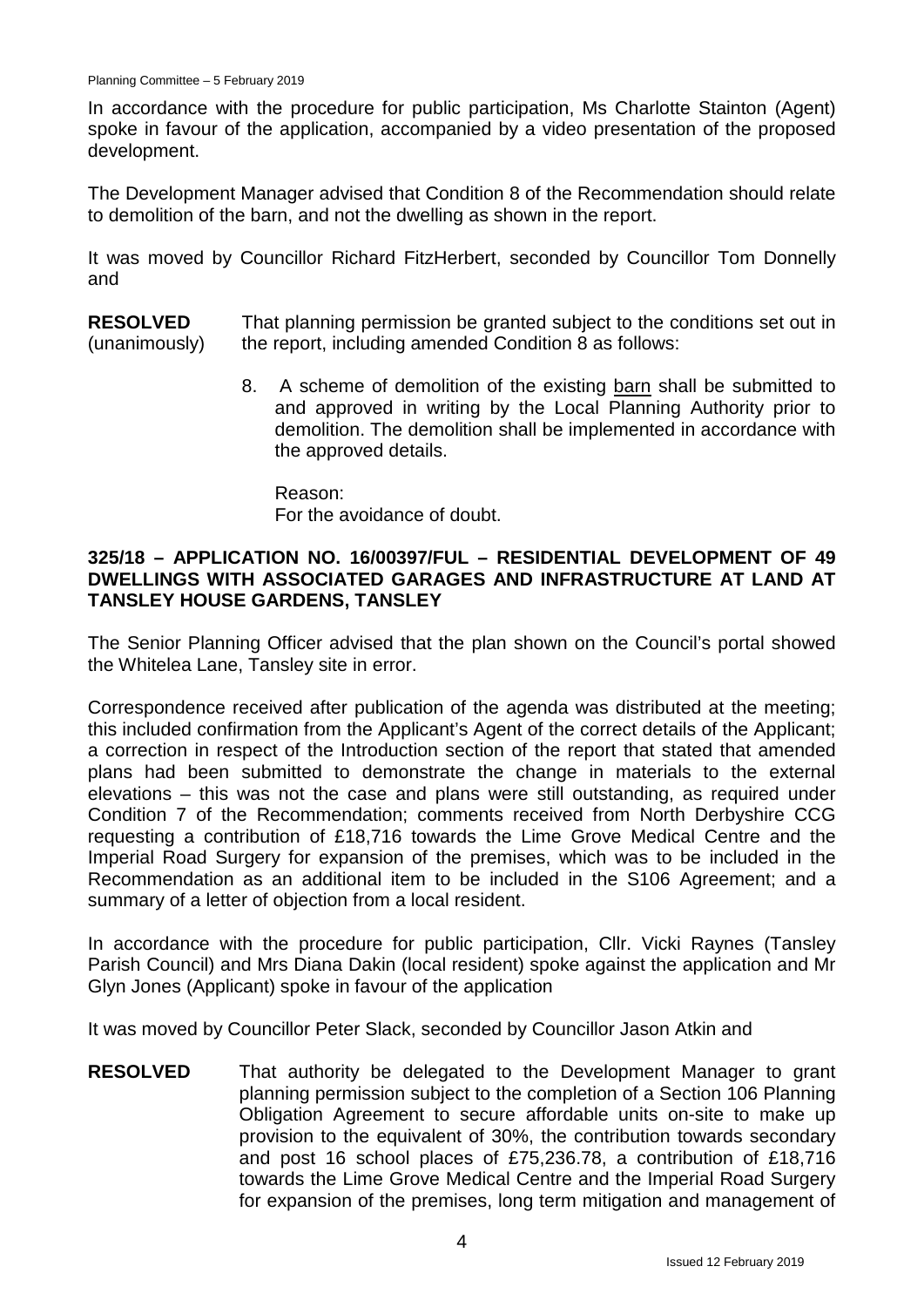In accordance with the procedure for public participation, Ms Charlotte Stainton (Agent) spoke in favour of the application, accompanied by a video presentation of the proposed development.

The Development Manager advised that Condition 8 of the Recommendation should relate to demolition of the barn, and not the dwelling as shown in the report.

It was moved by Councillor Richard FitzHerbert, seconded by Councillor Tom Donnelly and

**RESOLVED** (unanimously) That planning permission be granted subject to the conditions set out in the report, including amended Condition 8 as follows:

8. A scheme of demolition of the existing barn shall be submitted to and approved in writing by the Local Planning Authority prior to demolition. The demolition shall be implemented in accordance with the approved details.

   Reason:
   For the avoidance of doubt.

## 325/18 – APPLICATION NO. 16/00397/FUL – RESIDENTIAL DEVELOPMENT OF 49 DWELLINGS WITH ASSOCIATED GARAGES AND INFRASTRUCTURE AT LAND AT TANSLEY HOUSE GARDENS, TANSLEY

The Senior Planning Officer advised that the plan shown on the Council's portal showed the Whitelea Lane, Tansley site in error.

Correspondence received after publication of the agenda was distributed at the meeting; this included confirmation from the Applicant's Agent of the correct details of the Applicant; a correction in respect of the Introduction section of the report that stated that amended plans had been submitted to demonstrate the change in materials to the external elevations – this was not the case and plans were still outstanding, as required under Condition 7 of the Recommendation; comments received from North Derbyshire CCG requesting a contribution of £18,716 towards the Lime Grove Medical Centre and the Imperial Road Surgery for expansion of the premises, which was to be included in the Recommendation as an additional item to be included in the S106 Agreement; and a summary of a letter of objection from a local resident.

In accordance with the procedure for public participation, Cllr. Vicki Raynes (Tansley Parish Council) and Mrs Diana Dakin (local resident) spoke against the application and Mr Glyn Jones (Applicant) spoke in favour of the application

It was moved by Councillor Peter Slack, seconded by Councillor Jason Atkin and

**RESOLVED** That authority be delegated to the Development Manager to grant planning permission subject to the completion of a Section 106 Planning Obligation Agreement to secure affordable units on-site to make up provision to the equivalent of 30%, the contribution towards secondary and post 16 school places of £75,236.78, a contribution of £18,716 towards the Lime Grove Medical Centre and the Imperial Road Surgery for expansion of the premises, long term mitigation and management of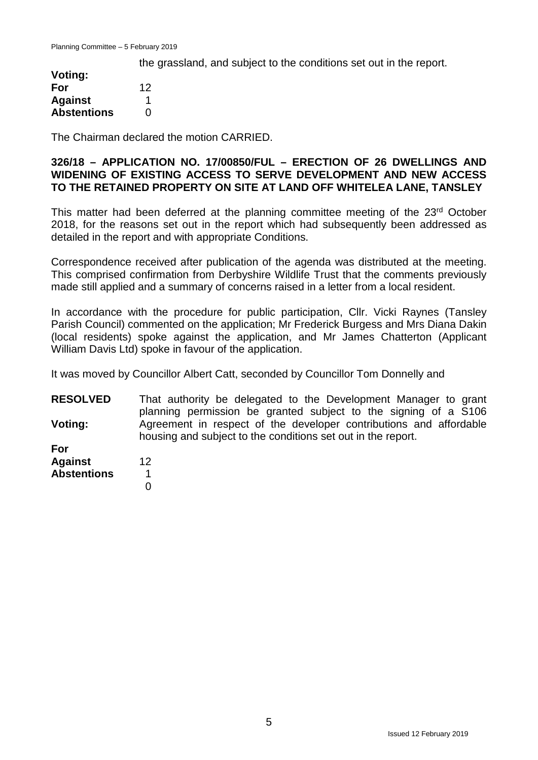the grassland, and subject to the conditions set out in the report.

**Voting:**

| | |
|---|---|
| **For** | 12 |
| **Against** | 1 |
| **Abstentions** | 0 |

The Chairman declared the motion CARRIED.

**326/18 – APPLICATION NO. 17/00850/FUL – ERECTION OF 26 DWELLINGS AND WIDENING OF EXISTING ACCESS TO SERVE DEVELOPMENT AND NEW ACCESS TO THE RETAINED PROPERTY ON SITE AT LAND OFF WHITELEA LANE, TANSLEY**

This matter had been deferred at the planning committee meeting of the 23rd October 2018, for the reasons set out in the report which had subsequently been addressed as detailed in the report and with appropriate Conditions.

Correspondence received after publication of the agenda was distributed at the meeting. This comprised confirmation from Derbyshire Wildlife Trust that the comments previously made still applied and a summary of concerns raised in a letter from a local resident.

In accordance with the procedure for public participation, Cllr. Vicki Raynes (Tansley Parish Council) commented on the application; Mr Frederick Burgess and Mrs Diana Dakin (local residents) spoke against the application, and Mr James Chatterton (Applicant William Davis Ltd) spoke in favour of the application.

It was moved by Councillor Albert Catt, seconded by Councillor Tom Donnelly and

**RESOLVED** That authority be delegated to the Development Manager to grant planning permission be granted subject to the signing of a S106 Agreement in respect of the developer contributions and affordable housing and subject to the conditions set out in the report.

**Voting:**

| | |
|---|---|
| **For** | 12 |
| **Against** | 1 |
| **Abstentions** | 0 |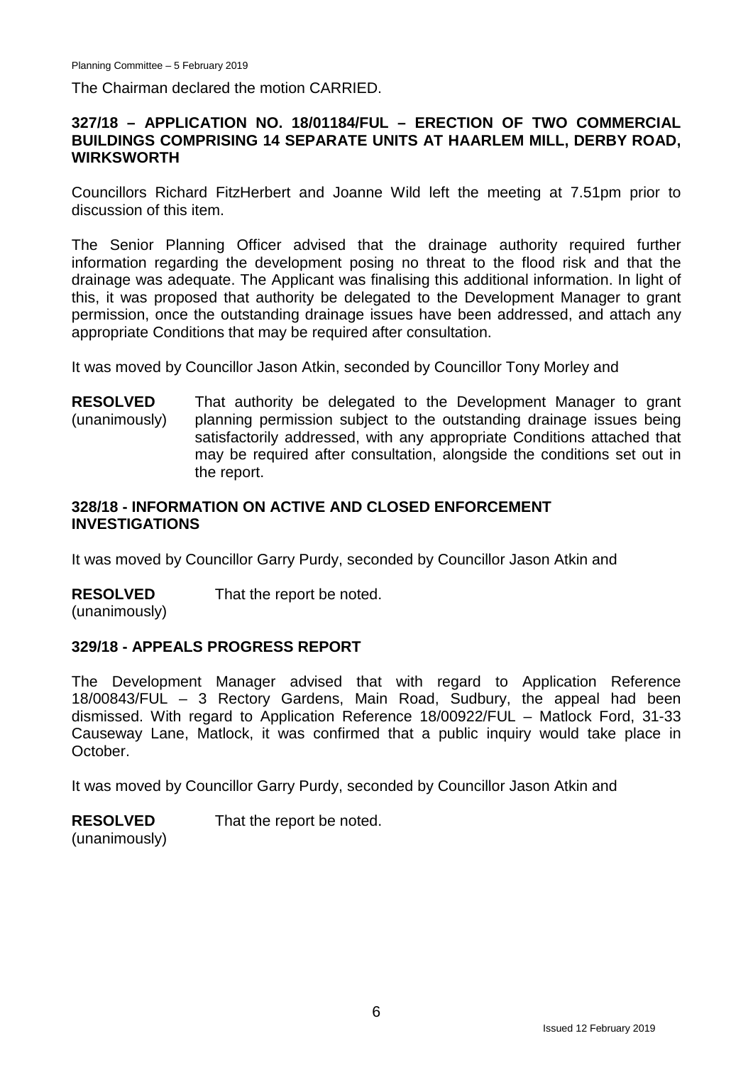The Chairman declared the motion CARRIED.

## 327/18 – APPLICATION NO. 18/01184/FUL – ERECTION OF TWO COMMERCIAL BUILDINGS COMPRISING 14 SEPARATE UNITS AT HAARLEM MILL, DERBY ROAD, WIRKSWORTH

Councillors Richard FitzHerbert and Joanne Wild left the meeting at 7.51pm prior to discussion of this item.

The Senior Planning Officer advised that the drainage authority required further information regarding the development posing no threat to the flood risk and that the drainage was adequate. The Applicant was finalising this additional information. In light of this, it was proposed that authority be delegated to the Development Manager to grant permission, once the outstanding drainage issues have been addressed, and attach any appropriate Conditions that may be required after consultation.

It was moved by Councillor Jason Atkin, seconded by Councillor Tony Morley and

**RESOLVED** (unanimously) That authority be delegated to the Development Manager to grant planning permission subject to the outstanding drainage issues being satisfactorily addressed, with any appropriate Conditions attached that may be required after consultation, alongside the conditions set out in the report.

## 328/18 - INFORMATION ON ACTIVE AND CLOSED ENFORCEMENT INVESTIGATIONS

It was moved by Councillor Garry Purdy, seconded by Councillor Jason Atkin and

**RESOLVED** (unanimously) That the report be noted.

## 329/18 - APPEALS PROGRESS REPORT

The Development Manager advised that with regard to Application Reference 18/00843/FUL – 3 Rectory Gardens, Main Road, Sudbury, the appeal had been dismissed. With regard to Application Reference 18/00922/FUL – Matlock Ford, 31-33 Causeway Lane, Matlock, it was confirmed that a public inquiry would take place in October.

It was moved by Councillor Garry Purdy, seconded by Councillor Jason Atkin and

**RESOLVED** (unanimously) That the report be noted.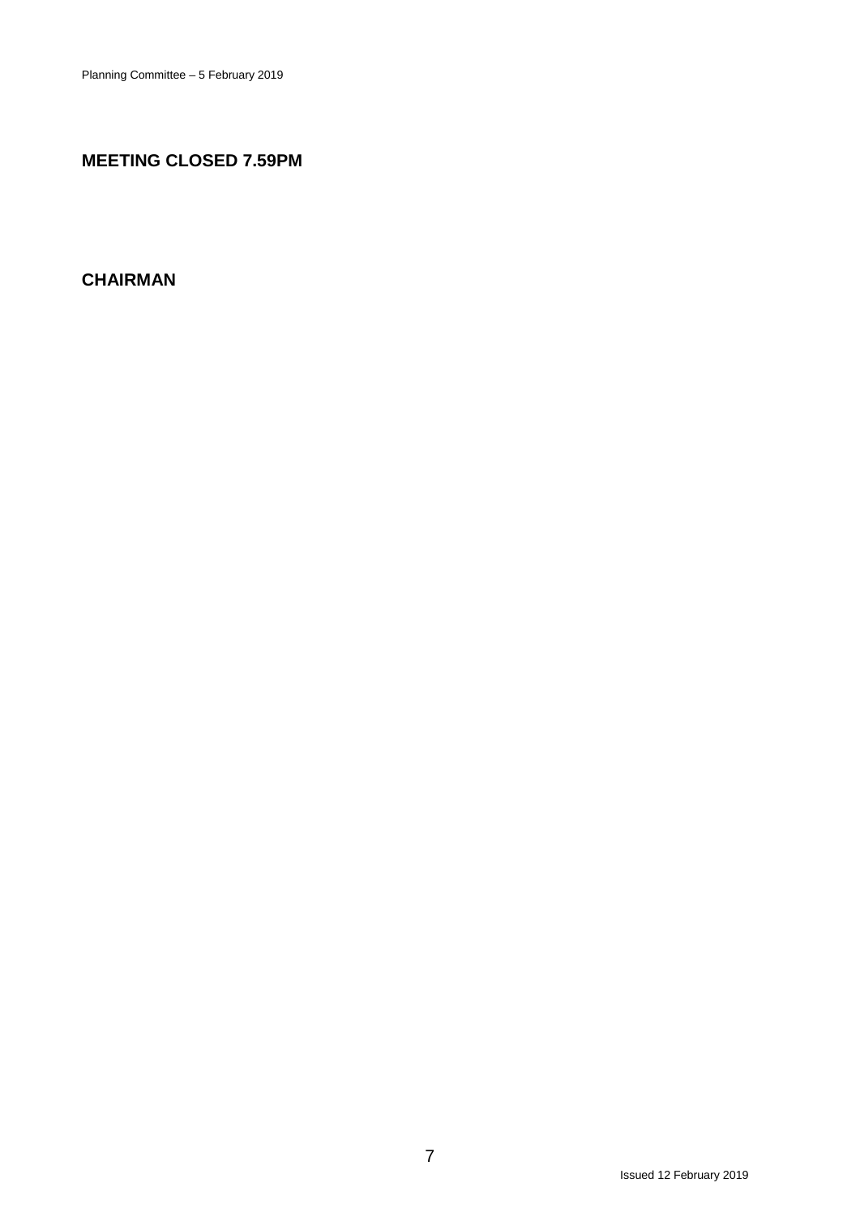**MEETING CLOSED 7.59PM**

**CHAIRMAN**